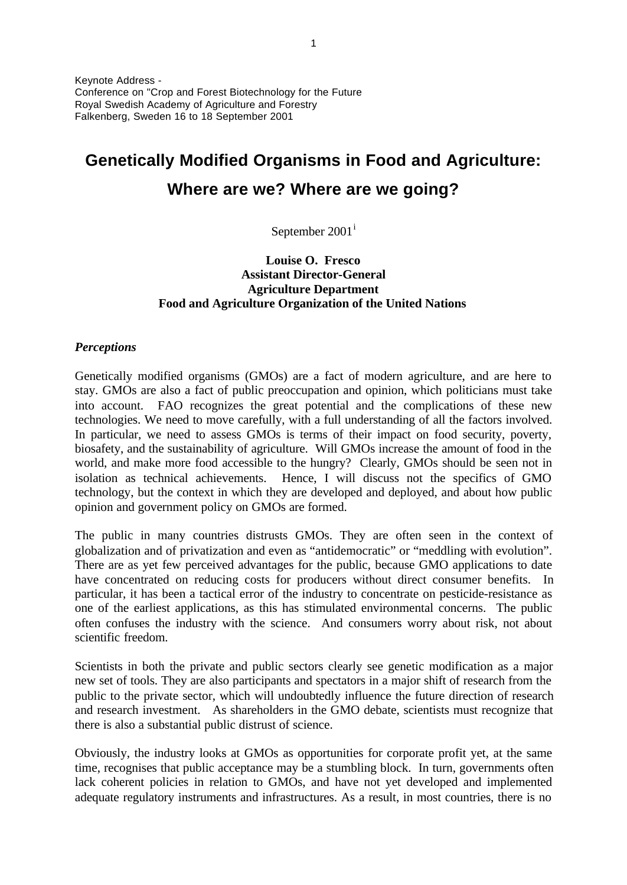Keynote Address -
Conference on "Crop and Forest Biotechnology for the Future
Royal Swedish Academy of Agriculture and Forestry
Falkenberg, Sweden 16 to 18 September 2001

# Genetically Modified Organisms in Food and Agriculture: Where are we? Where are we going?

September 2001[i]

**Louise O. Fresco**
**Assistant Director-General**
**Agriculture Department**
**Food and Agriculture Organization of the United Nations**

## *Perceptions*

Genetically modified organisms (GMOs) are a fact of modern agriculture, and are here to stay. GMOs are also a fact of public preoccupation and opinion, which politicians must take into account. FAO recognizes the great potential and the complications of these new technologies. We need to move carefully, with a full understanding of all the factors involved. In particular, we need to assess GMOs is terms of their impact on food security, poverty, biosafety, and the sustainability of agriculture. Will GMOs increase the amount of food in the world, and make more food accessible to the hungry? Clearly, GMOs should be seen not in isolation as technical achievements. Hence, I will discuss not the specifics of GMO technology, but the context in which they are developed and deployed, and about how public opinion and government policy on GMOs are formed.

The public in many countries distrusts GMOs. They are often seen in the context of globalization and of privatization and even as "antidemocratic" or "meddling with evolution". There are as yet few perceived advantages for the public, because GMO applications to date have concentrated on reducing costs for producers without direct consumer benefits. In particular, it has been a tactical error of the industry to concentrate on pesticide-resistance as one of the earliest applications, as this has stimulated environmental concerns. The public often confuses the industry with the science. And consumers worry about risk, not about scientific freedom.

Scientists in both the private and public sectors clearly see genetic modification as a major new set of tools. They are also participants and spectators in a major shift of research from the public to the private sector, which will undoubtedly influence the future direction of research and research investment. As shareholders in the GMO debate, scientists must recognize that there is also a substantial public distrust of science.

Obviously, the industry looks at GMOs as opportunities for corporate profit yet, at the same time, recognises that public acceptance may be a stumbling block. In turn, governments often lack coherent policies in relation to GMOs, and have not yet developed and implemented adequate regulatory instruments and infrastructures. As a result, in most countries, there is no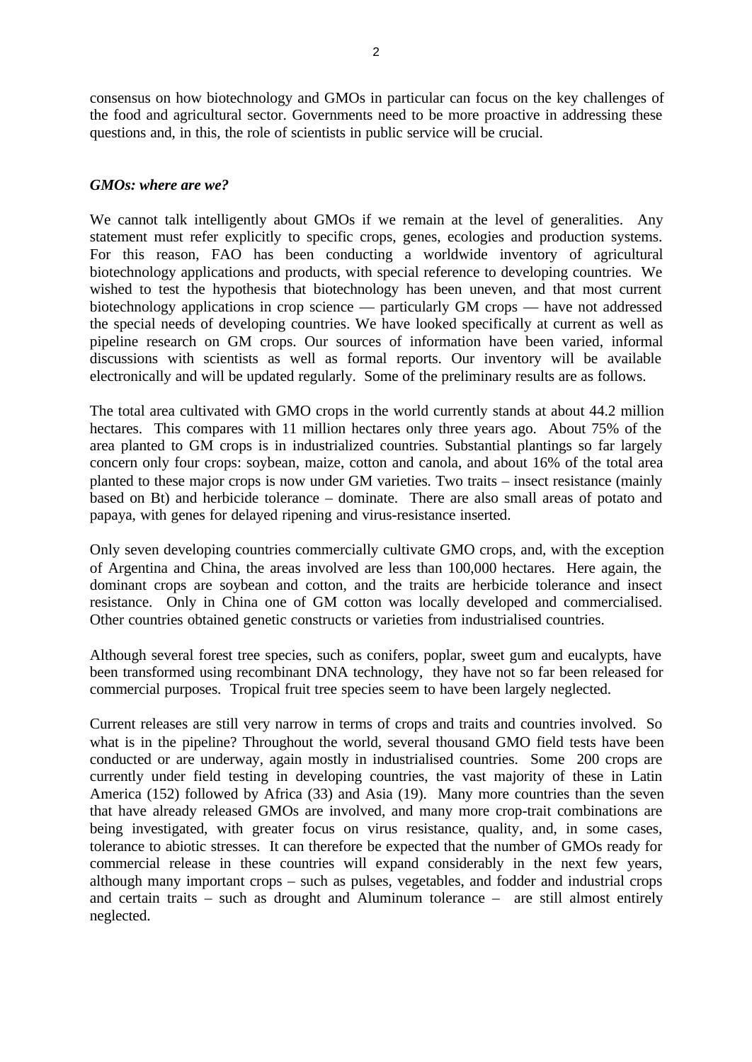consensus on how biotechnology and GMOs in particular can focus on the key challenges of the food and agricultural sector. Governments need to be more proactive in addressing these questions and, in this, the role of scientists in public service will be crucial.

***GMOs: where are we?***

We cannot talk intelligently about GMOs if we remain at the level of generalities. Any statement must refer explicitly to specific crops, genes, ecologies and production systems. For this reason, FAO has been conducting a worldwide inventory of agricultural biotechnology applications and products, with special reference to developing countries. We wished to test the hypothesis that biotechnology has been uneven, and that most current biotechnology applications in crop science — particularly GM crops — have not addressed the special needs of developing countries. We have looked specifically at current as well as pipeline research on GM crops. Our sources of information have been varied, informal discussions with scientists as well as formal reports. Our inventory will be available electronically and will be updated regularly. Some of the preliminary results are as follows.

The total area cultivated with GMO crops in the world currently stands at about 44.2 million hectares. This compares with 11 million hectares only three years ago. About 75% of the area planted to GM crops is in industrialized countries. Substantial plantings so far largely concern only four crops: soybean, maize, cotton and canola, and about 16% of the total area planted to these major crops is now under GM varieties. Two traits – insect resistance (mainly based on Bt) and herbicide tolerance – dominate. There are also small areas of potato and papaya, with genes for delayed ripening and virus-resistance inserted.

Only seven developing countries commercially cultivate GMO crops, and, with the exception of Argentina and China, the areas involved are less than 100,000 hectares. Here again, the dominant crops are soybean and cotton, and the traits are herbicide tolerance and insect resistance. Only in China one of GM cotton was locally developed and commercialised. Other countries obtained genetic constructs or varieties from industrialised countries.

Although several forest tree species, such as conifers, poplar, sweet gum and eucalypts, have been transformed using recombinant DNA technology, they have not so far been released for commercial purposes. Tropical fruit tree species seem to have been largely neglected.

Current releases are still very narrow in terms of crops and traits and countries involved. So what is in the pipeline? Throughout the world, several thousand GMO field tests have been conducted or are underway, again mostly in industrialised countries. Some 200 crops are currently under field testing in developing countries, the vast majority of these in Latin America (152) followed by Africa (33) and Asia (19). Many more countries than the seven that have already released GMOs are involved, and many more crop-trait combinations are being investigated, with greater focus on virus resistance, quality, and, in some cases, tolerance to abiotic stresses. It can therefore be expected that the number of GMOs ready for commercial release in these countries will expand considerably in the next few years, although many important crops – such as pulses, vegetables, and fodder and industrial crops and certain traits – such as drought and Aluminum tolerance – are still almost entirely neglected.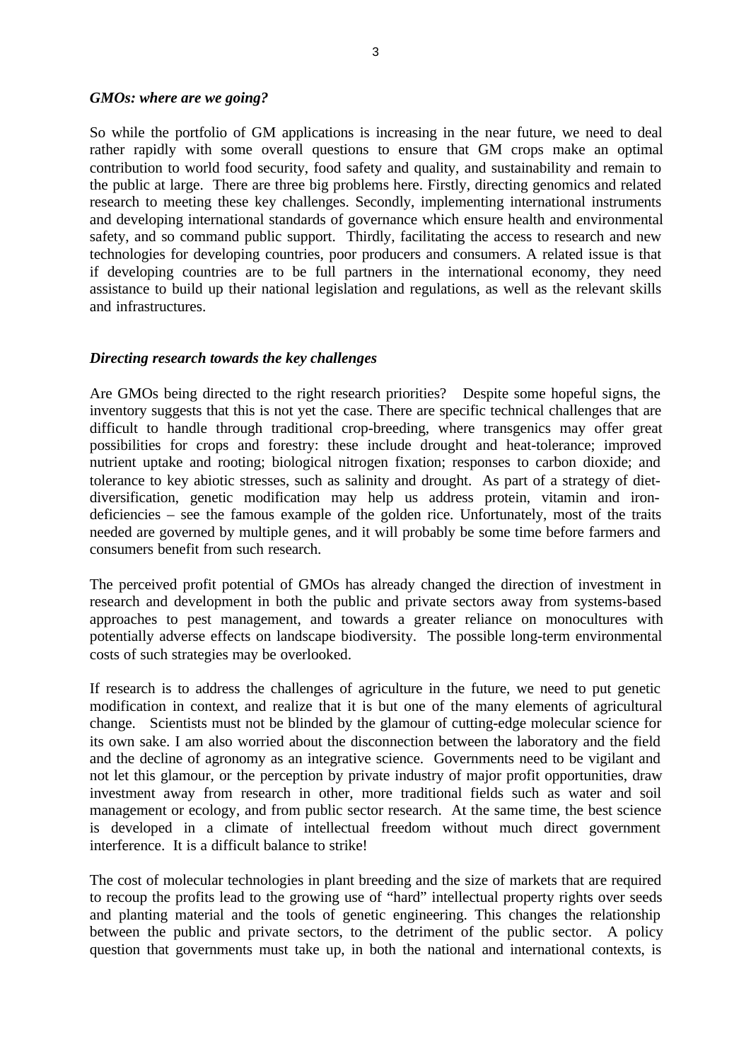### *GMOs: where are we going?*

So while the portfolio of GM applications is increasing in the near future, we need to deal rather rapidly with some overall questions to ensure that GM crops make an optimal contribution to world food security, food safety and quality, and sustainability and remain to the public at large. There are three big problems here. Firstly, directing genomics and related research to meeting these key challenges. Secondly, implementing international instruments and developing international standards of governance which ensure health and environmental safety, and so command public support. Thirdly, facilitating the access to research and new technologies for developing countries, poor producers and consumers. A related issue is that if developing countries are to be full partners in the international economy, they need assistance to build up their national legislation and regulations, as well as the relevant skills and infrastructures.

### *Directing research towards the key challenges*

Are GMOs being directed to the right research priorities? Despite some hopeful signs, the inventory suggests that this is not yet the case. There are specific technical challenges that are difficult to handle through traditional crop-breeding, where transgenics may offer great possibilities for crops and forestry: these include drought and heat-tolerance; improved nutrient uptake and rooting; biological nitrogen fixation; responses to carbon dioxide; and tolerance to key abiotic stresses, such as salinity and drought. As part of a strategy of diet-diversification, genetic modification may help us address protein, vitamin and iron-deficiencies – see the famous example of the golden rice. Unfortunately, most of the traits needed are governed by multiple genes, and it will probably be some time before farmers and consumers benefit from such research.

The perceived profit potential of GMOs has already changed the direction of investment in research and development in both the public and private sectors away from systems-based approaches to pest management, and towards a greater reliance on monocultures with potentially adverse effects on landscape biodiversity. The possible long-term environmental costs of such strategies may be overlooked.

If research is to address the challenges of agriculture in the future, we need to put genetic modification in context, and realize that it is but one of the many elements of agricultural change. Scientists must not be blinded by the glamour of cutting-edge molecular science for its own sake. I am also worried about the disconnection between the laboratory and the field and the decline of agronomy as an integrative science. Governments need to be vigilant and not let this glamour, or the perception by private industry of major profit opportunities, draw investment away from research in other, more traditional fields such as water and soil management or ecology, and from public sector research. At the same time, the best science is developed in a climate of intellectual freedom without much direct government interference. It is a difficult balance to strike!

The cost of molecular technologies in plant breeding and the size of markets that are required to recoup the profits lead to the growing use of "hard" intellectual property rights over seeds and planting material and the tools of genetic engineering. This changes the relationship between the public and private sectors, to the detriment of the public sector. A policy question that governments must take up, in both the national and international contexts, is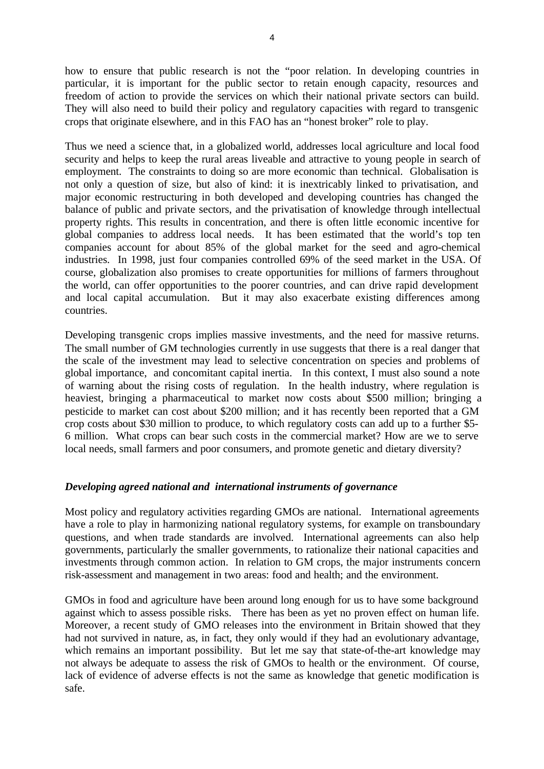how to ensure that public research is not the "poor relation. In developing countries in particular, it is important for the public sector to retain enough capacity, resources and freedom of action to provide the services on which their national private sectors can build. They will also need to build their policy and regulatory capacities with regard to transgenic crops that originate elsewhere, and in this FAO has an "honest broker" role to play.

Thus we need a science that, in a globalized world, addresses local agriculture and local food security and helps to keep the rural areas liveable and attractive to young people in search of employment. The constraints to doing so are more economic than technical. Globalisation is not only a question of size, but also of kind: it is inextricably linked to privatisation, and major economic restructuring in both developed and developing countries has changed the balance of public and private sectors, and the privatisation of knowledge through intellectual property rights. This results in concentration, and there is often little economic incentive for global companies to address local needs. It has been estimated that the world's top ten companies account for about 85% of the global market for the seed and agro-chemical industries. In 1998, just four companies controlled 69% of the seed market in the USA. Of course, globalization also promises to create opportunities for millions of farmers throughout the world, can offer opportunities to the poorer countries, and can drive rapid development and local capital accumulation. But it may also exacerbate existing differences among countries.

Developing transgenic crops implies massive investments, and the need for massive returns. The small number of GM technologies currently in use suggests that there is a real danger that the scale of the investment may lead to selective concentration on species and problems of global importance, and concomitant capital inertia. In this context, I must also sound a note of warning about the rising costs of regulation. In the health industry, where regulation is heaviest, bringing a pharmaceutical to market now costs about $500 million; bringing a pesticide to market can cost about $200 million; and it has recently been reported that a GM crop costs about $30 million to produce, to which regulatory costs can add up to a further $5-6 million. What crops can bear such costs in the commercial market? How are we to serve local needs, small farmers and poor consumers, and promote genetic and dietary diversity?

***Developing agreed national and international instruments of governance***

Most policy and regulatory activities regarding GMOs are national. International agreements have a role to play in harmonizing national regulatory systems, for example on transboundary questions, and when trade standards are involved. International agreements can also help governments, particularly the smaller governments, to rationalize their national capacities and investments through common action. In relation to GM crops, the major instruments concern risk-assessment and management in two areas: food and health; and the environment.

GMOs in food and agriculture have been around long enough for us to have some background against which to assess possible risks. There has been as yet no proven effect on human life. Moreover, a recent study of GMO releases into the environment in Britain showed that they had not survived in nature, as, in fact, they only would if they had an evolutionary advantage, which remains an important possibility. But let me say that state-of-the-art knowledge may not always be adequate to assess the risk of GMOs to health or the environment. Of course, lack of evidence of adverse effects is not the same as knowledge that genetic modification is safe.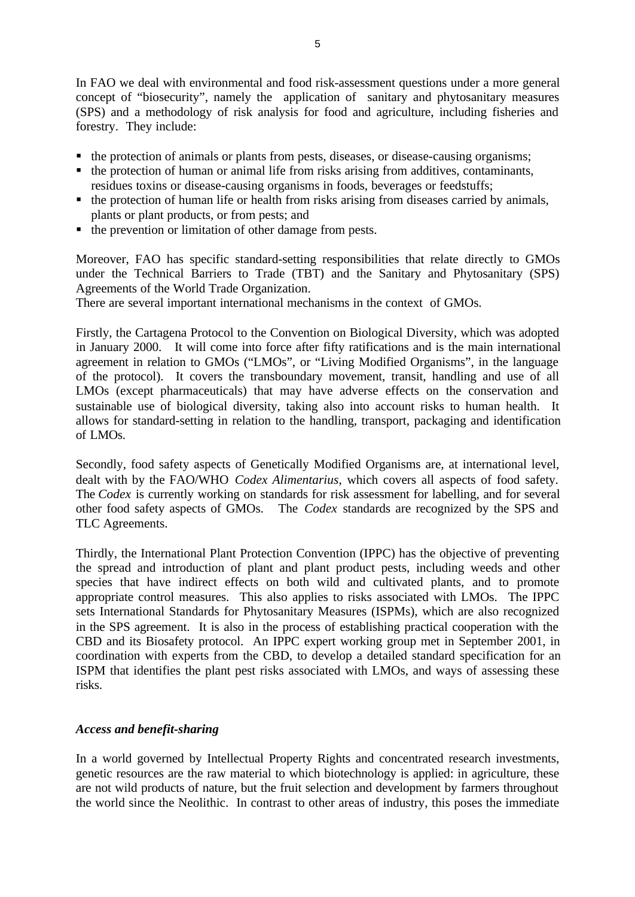In FAO we deal with environmental and food risk-assessment questions under a more general concept of "biosecurity", namely the application of sanitary and phytosanitary measures (SPS) and a methodology of risk analysis for food and agriculture, including fisheries and forestry. They include:

- the protection of animals or plants from pests, diseases, or disease-causing organisms;
- the protection of human or animal life from risks arising from additives, contaminants, residues toxins or disease-causing organisms in foods, beverages or feedstuffs;
- the protection of human life or health from risks arising from diseases carried by animals, plants or plant products, or from pests; and
- the prevention or limitation of other damage from pests.

Moreover, FAO has specific standard-setting responsibilities that relate directly to GMOs under the Technical Barriers to Trade (TBT) and the Sanitary and Phytosanitary (SPS) Agreements of the World Trade Organization.

There are several important international mechanisms in the context of GMOs.

Firstly, the Cartagena Protocol to the Convention on Biological Diversity, which was adopted in January 2000. It will come into force after fifty ratifications and is the main international agreement in relation to GMOs ("LMOs", or "Living Modified Organisms", in the language of the protocol). It covers the transboundary movement, transit, handling and use of all LMOs (except pharmaceuticals) that may have adverse effects on the conservation and sustainable use of biological diversity, taking also into account risks to human health. It allows for standard-setting in relation to the handling, transport, packaging and identification of LMOs.

Secondly, food safety aspects of Genetically Modified Organisms are, at international level, dealt with by the FAO/WHO *Codex Alimentarius*, which covers all aspects of food safety. The *Codex* is currently working on standards for risk assessment for labelling, and for several other food safety aspects of GMOs. The *Codex* standards are recognized by the SPS and TLC Agreements.

Thirdly, the International Plant Protection Convention (IPPC) has the objective of preventing the spread and introduction of plant and plant product pests, including weeds and other species that have indirect effects on both wild and cultivated plants, and to promote appropriate control measures. This also applies to risks associated with LMOs. The IPPC sets International Standards for Phytosanitary Measures (ISPMs), which are also recognized in the SPS agreement. It is also in the process of establishing practical cooperation with the CBD and its Biosafety protocol. An IPPC expert working group met in September 2001, in coordination with experts from the CBD, to develop a detailed standard specification for an ISPM that identifies the plant pest risks associated with LMOs, and ways of assessing these risks.

***Access and benefit-sharing***

In a world governed by Intellectual Property Rights and concentrated research investments, genetic resources are the raw material to which biotechnology is applied: in agriculture, these are not wild products of nature, but the fruit selection and development by farmers throughout the world since the Neolithic. In contrast to other areas of industry, this poses the immediate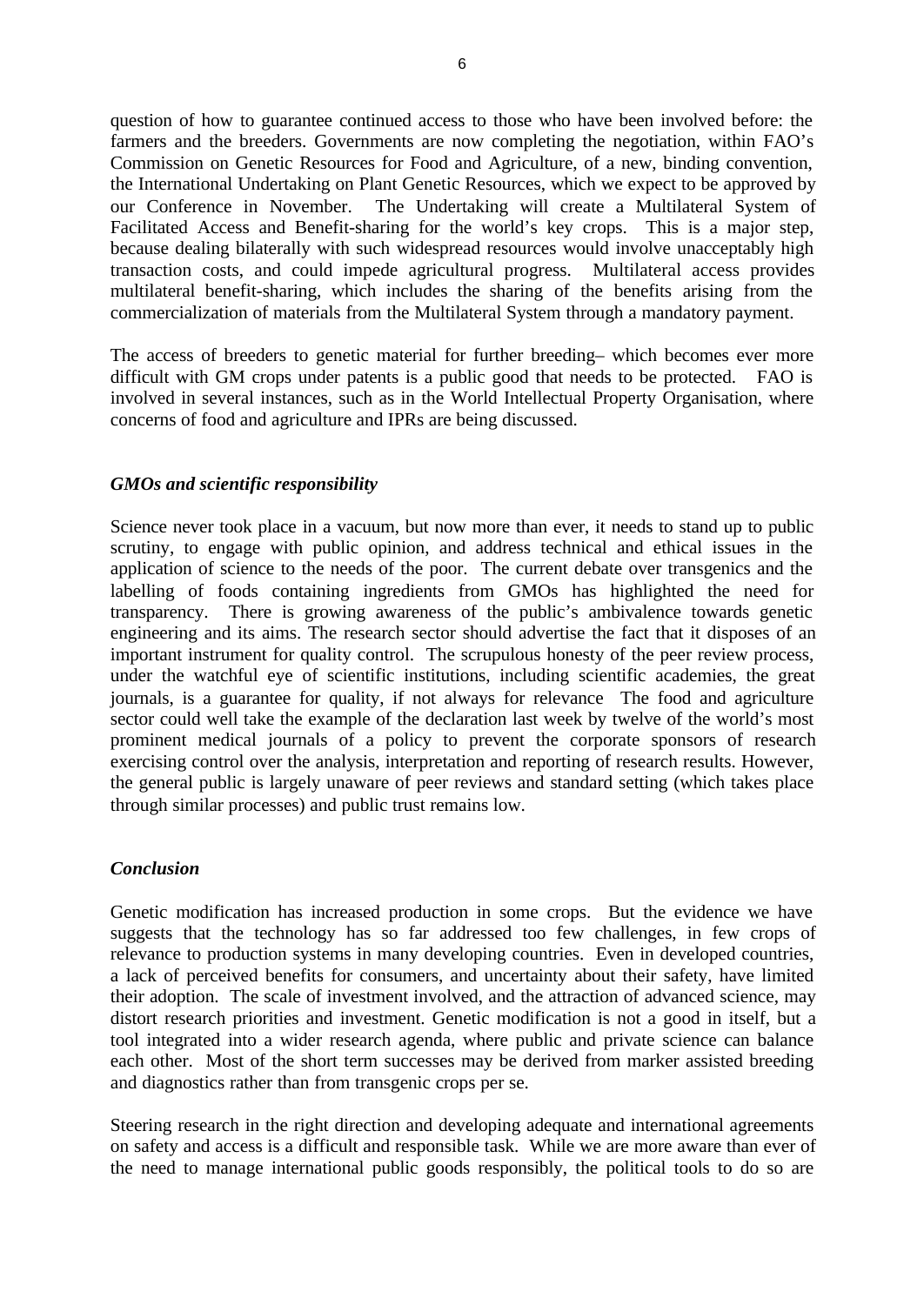question of how to guarantee continued access to those who have been involved before: the farmers and the breeders. Governments are now completing the negotiation, within FAO's Commission on Genetic Resources for Food and Agriculture, of a new, binding convention, the International Undertaking on Plant Genetic Resources, which we expect to be approved by our Conference in November. The Undertaking will create a Multilateral System of Facilitated Access and Benefit-sharing for the world's key crops. This is a major step, because dealing bilaterally with such widespread resources would involve unacceptably high transaction costs, and could impede agricultural progress. Multilateral access provides multilateral benefit-sharing, which includes the sharing of the benefits arising from the commercialization of materials from the Multilateral System through a mandatory payment.

The access of breeders to genetic material for further breeding– which becomes ever more difficult with GM crops under patents is a public good that needs to be protected. FAO is involved in several instances, such as in the World Intellectual Property Organisation, where concerns of food and agriculture and IPRs are being discussed.

### *GMOs and scientific responsibility*

Science never took place in a vacuum, but now more than ever, it needs to stand up to public scrutiny, to engage with public opinion, and address technical and ethical issues in the application of science to the needs of the poor. The current debate over transgenics and the labelling of foods containing ingredients from GMOs has highlighted the need for transparency. There is growing awareness of the public's ambivalence towards genetic engineering and its aims. The research sector should advertise the fact that it disposes of an important instrument for quality control. The scrupulous honesty of the peer review process, under the watchful eye of scientific institutions, including scientific academies, the great journals, is a guarantee for quality, if not always for relevance The food and agriculture sector could well take the example of the declaration last week by twelve of the world's most prominent medical journals of a policy to prevent the corporate sponsors of research exercising control over the analysis, interpretation and reporting of research results. However, the general public is largely unaware of peer reviews and standard setting (which takes place through similar processes) and public trust remains low.

### *Conclusion*

Genetic modification has increased production in some crops. But the evidence we have suggests that the technology has so far addressed too few challenges, in few crops of relevance to production systems in many developing countries. Even in developed countries, a lack of perceived benefits for consumers, and uncertainty about their safety, have limited their adoption. The scale of investment involved, and the attraction of advanced science, may distort research priorities and investment. Genetic modification is not a good in itself, but a tool integrated into a wider research agenda, where public and private science can balance each other. Most of the short term successes may be derived from marker assisted breeding and diagnostics rather than from transgenic crops per se.

Steering research in the right direction and developing adequate and international agreements on safety and access is a difficult and responsible task. While we are more aware than ever of the need to manage international public goods responsibly, the political tools to do so are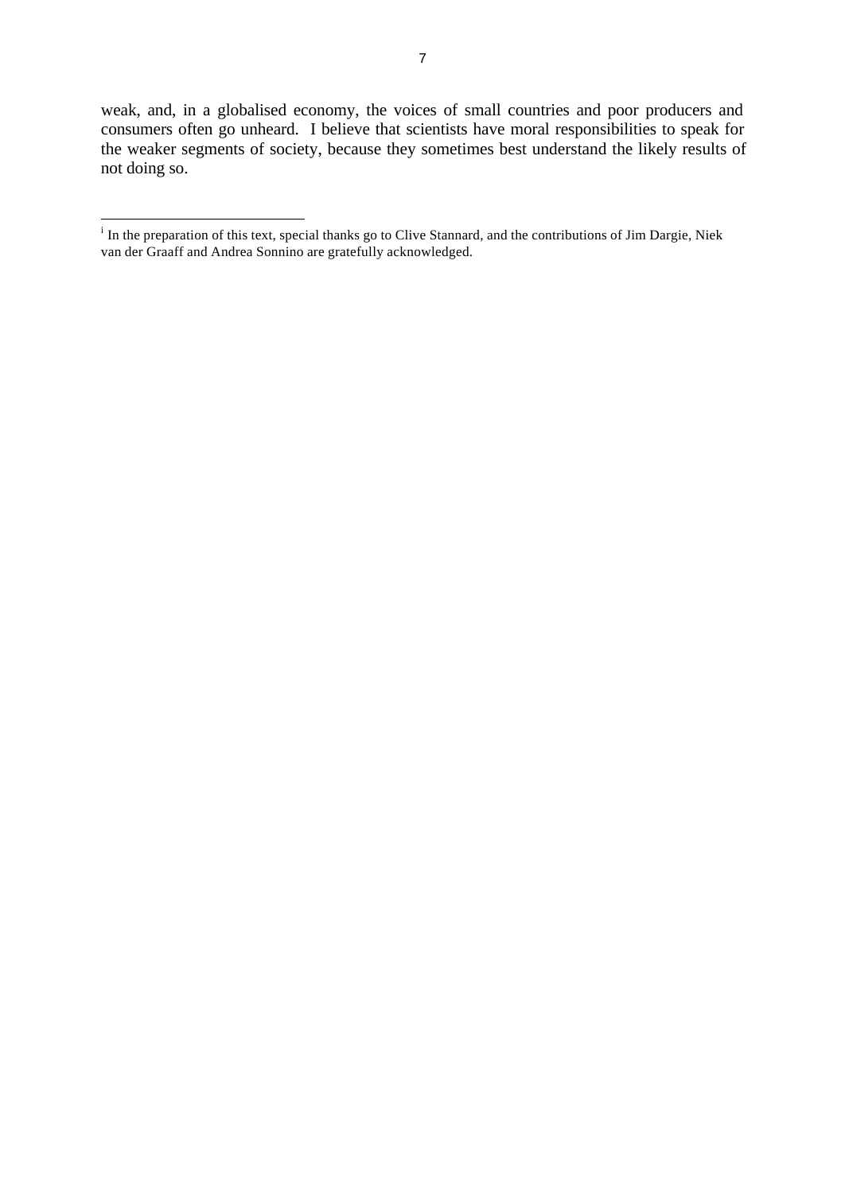weak, and, in a globalised economy, the voices of small countries and poor producers and consumers often go unheard. I believe that scientists have moral responsibilities to speak for the weaker segments of society, because they sometimes best understand the likely results of not doing so.

---

[i] In the preparation of this text, special thanks go to Clive Stannard, and the contributions of Jim Dargie, Niek van der Graaff and Andrea Sonnino are gratefully acknowledged.